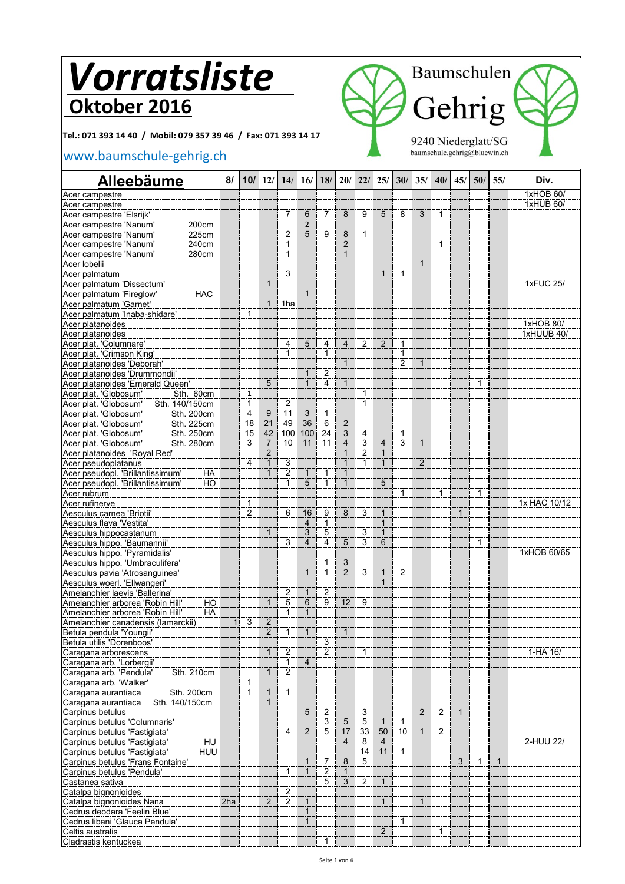# Vorratsliste

## Oktober 2016

**Tel.: 071 393 14 40 / Mobil: 079 357 39 46 / Fax: 071 393 14 17**

www.baumschule-gehrig.ch

Baumschulen Gehrig
9240 Niederglatt/SG
baumschule.gehrig@bluewin.ch

| Alleebäume | 8/ | 10/ | 12/ | 14/ | 16/ | 18/ | 20/ | 22/ | 25/ | 30/ | 35/ | 40/ | 45/ | 50/ | 55/ | Div. |
|---|---|---|---|---|---|---|---|---|---|---|---|---|---|---|---|---|
| Acer campestre | | | | | | | | | | | | | | | | 1xHOB 60/ |
| Acer campestre | | | | | | | | | | | | | | | | 1xHUB 60/ |
| Acer campestre 'Elsrijk' | | | | 7 | 6 | 7 | 8 | 9 | 5 | 8 | 3 | 1 | | | | |
| Acer campestre 'Nanum' 200cm | | | | | 2 | | | | | | | | | | | |
| Acer campestre 'Nanum' 225cm | | | | 2 | 5 | 9 | 8 | 1 | | | | | | | | |
| Acer campestre 'Nanum' 240cm | | | | 1 | | | 2 | | | | | 1 | | | | |
| Acer campestre 'Nanum' 280cm | | | | 1 | | | 1 | | | | | | | | | |
| Acer lobelii | | | | | | | | | | | 1 | | | | | |
| Acer palmatum | | | | 3 | | | | | 1 | 1 | | | | | | |
| Acer palmatum 'Dissectum' | | | 1 | | | | | | | | | | | | | 1xFUC 25/ |
| Acer palmatum 'Fireglow' HAC | | | | | 1 | | | | | | | | | | | |
| Acer palmatum 'Garnet' | | | 1 | 1ha | | | | | | | | | | | | |
| Acer palmatum 'Inaba-shidare' | | 1 | | | | | | | | | | | | | | |
| Acer platanoides | | | | | | | | | | | | | | | | 1xHOB 80/ |
| Acer platanoides | | | | | | | | | | | | | | | | 1xHUUB 40/ |
| Acer plat. 'Columnare' | | | | 4 | 5 | 4 | 4 | 2 | 2 | 1 | | | | | | |
| Acer plat. 'Crimson King' | | | | 1 | | 1 | | | | 1 | | | | | | |
| Acer platanoides 'Deborah' | | | | | | | 1 | | | 2 | 1 | | | | | |
| Acer platanoides 'Drummondii' | | | | | 1 | 2 | | | | | | | | | | |
| Acer platanoides 'Emerald Queen' | | | 5 | | 1 | 4 | 1 | | | | | | | 1 | | |
| Acer plat. 'Globosum' Sth. 60cm | | 1 | | | | | | 1 | | | | | | | | |
| Acer plat. 'Globosum' Sth. 140/150cm | | 1 | | 2 | | | | 1 | | | | | | | | |
| Acer plat. 'Globosum' Sth. 200cm | | 4 | 9 | 11 | 3 | 1 | | | | | | | | | | |
| Acer plat. 'Globosum' Sth. 225cm | | 18 | 21 | 49 | 36 | 6 | 2 | | | | | | | | | |
| Acer plat. 'Globosum' Sth. 250cm | | 15 | 42 | 100 | 100 | 24 | 3 | 4 | | 1 | | | | | | |
| Acer plat. 'Globosum' Sth. 280cm | | 3 | 7 | 10 | 11 | 11 | 4 | 3 | 4 | 3 | 1 | | | | | |
| Acer platanoides 'Royal Red' | | | 2 | | | | 1 | 2 | 1 | | | | | | | |
| Acer pseudoplatanus | | 4 | 1 | 3 | | | 1 | 1 | 1 | | 2 | | | | | |
| Acer pseudopl. 'Brillantissimum' HA | | | 1 | 2 | 1 | 1 | 1 | | | | | | | | | |
| Acer pseudopl. 'Brillantissimum' HO | | | | 1 | 5 | 1 | 1 | | 5 | | | | | | | |
| Acer rubrum | | | | | | | | | | 1 | | 1 | | 1 | | |
| Acer rufinerve | | 1 | | | | | | | | | | | | | | 1x HAC 10/12 |
| Aesculus carnea 'Briotii' | | 2 | | 6 | 16 | 9 | 8 | 3 | 1 | | | | 1 | | | |
| Aesculus flava 'Vestita' | | | | | 4 | 1 | | | 1 | | | | | | | |
| Aesculus hippocastanum | | | 1 | | 3 | 5 | | 3 | 1 | | | | | | | |
| Aesculus hippo. 'Baumannii' | | | | 3 | 4 | 4 | 5 | 3 | 6 | | | | | 1 | | |
| Aesculus hippo. 'Pyramidalis' | | | | | | | | | | | | | | | | 1xHOB 60/65 |
| Aesculus hippo. 'Umbraculifera' | | | | | | 1 | 3 | | | | | | | | | |
| Aesculus pavia 'Atrosanguinea' | | | | | 1 | 1 | 2 | 3 | 1 | 2 | | | | | | |
| Aesculus woerl. 'Ellwangeri' | | | | | | | | | 1 | | | | | | | |
| Amelanchier laevis 'Ballerina' | | | | 2 | 1 | 2 | | | | | | | | | | |
| Amelanchier arborea 'Robin Hill' HO | | | 1 | 5 | 6 | 9 | 12 | 9 | | | | | | | | |
| Amelanchier arborea 'Robin Hill' HA | | | | 1 | 1 | | | | | | | | | | | |
| Amelanchier canadensis (lamarckii) | 1 | 3 | 2 | | | | | | | | | | | | | |
| Betula pendula 'Youngii' | | | 2 | 1 | 1 | | 1 | | | | | | | | | |
| Betula utilis 'Dorenboos' | | | | | | 3 | | | | | | | | | | |
| Caragana arborescens | | | 1 | 2 | | 2 | | 1 | | | | | | | | 1-HA 16/ |
| Caragana arb. 'Lorbergii' | | | | 1 | 4 | | | | | | | | | | | |
| Caragana arb. 'Pendula' Sth. 210cm | | | 1 | 2 | | | | | | | | | | | | |
| Caragana arb. 'Walker' | | 1 | | | | | | | | | | | | | | |
| Caragana aurantiaca Sth. 200cm | | 1 | 1 | 1 | | | | | | | | | | | | |
| Caragana aurantiaca Sth. 140/150cm | | | 1 | | | | | | | | | | | | | |
| Carpinus betulus | | | | | 5 | 2 | | 3 | | | 2 | 2 | 1 | | | |
| Carpinus betulus 'Columnaris' | | | | | | 3 | 5 | 5 | 1 | 1 | | | | | | |
| Carpinus betulus 'Fastigiata' | | | | 4 | 2 | 5 | 17 | 33 | 50 | 10 | 1 | 2 | | | | |
| Carpinus betulus 'Fastigiata' HU | | | | | | | 4 | 8 | 4 | | | | | | | 2-HUU 22/ |
| Carpinus betulus 'Fastigiata' HUU | | | | | | | | 14 | 11 | 1 | | | | | | |
| Carpinus betulus 'Frans Fontaine' | | | | | 1 | 7 | 8 | 5 | | | | | 3 | 1 | 1 | |
| Carpinus betulus 'Pendula' | | | | 1 | 1 | 2 | 1 | | | | | | | | | |
| Castanea sativa | | | | | | 5 | 3 | 2 | 1 | | | | | | | |
| Catalpa bignonioides | | | | 2 | | | | | | | | | | | | |
| Catalpa bignonioides Nana | 2ha | | 2 | 2 | 1 | | | | 1 | | 1 | | | | | |
| Cedrus deodara 'Feelin Blue' | | | | | 1 | | | | | | | | | | | |
| Cedrus libani 'Glauca Pendula' | | | | | 1 | | | | | 1 | | | | | | |
| Celtis australis | | | | | | | | | 2 | | | 1 | | | | |
| Cladrastis kentuckea | | | | | | 1 | | | | | | | | | | |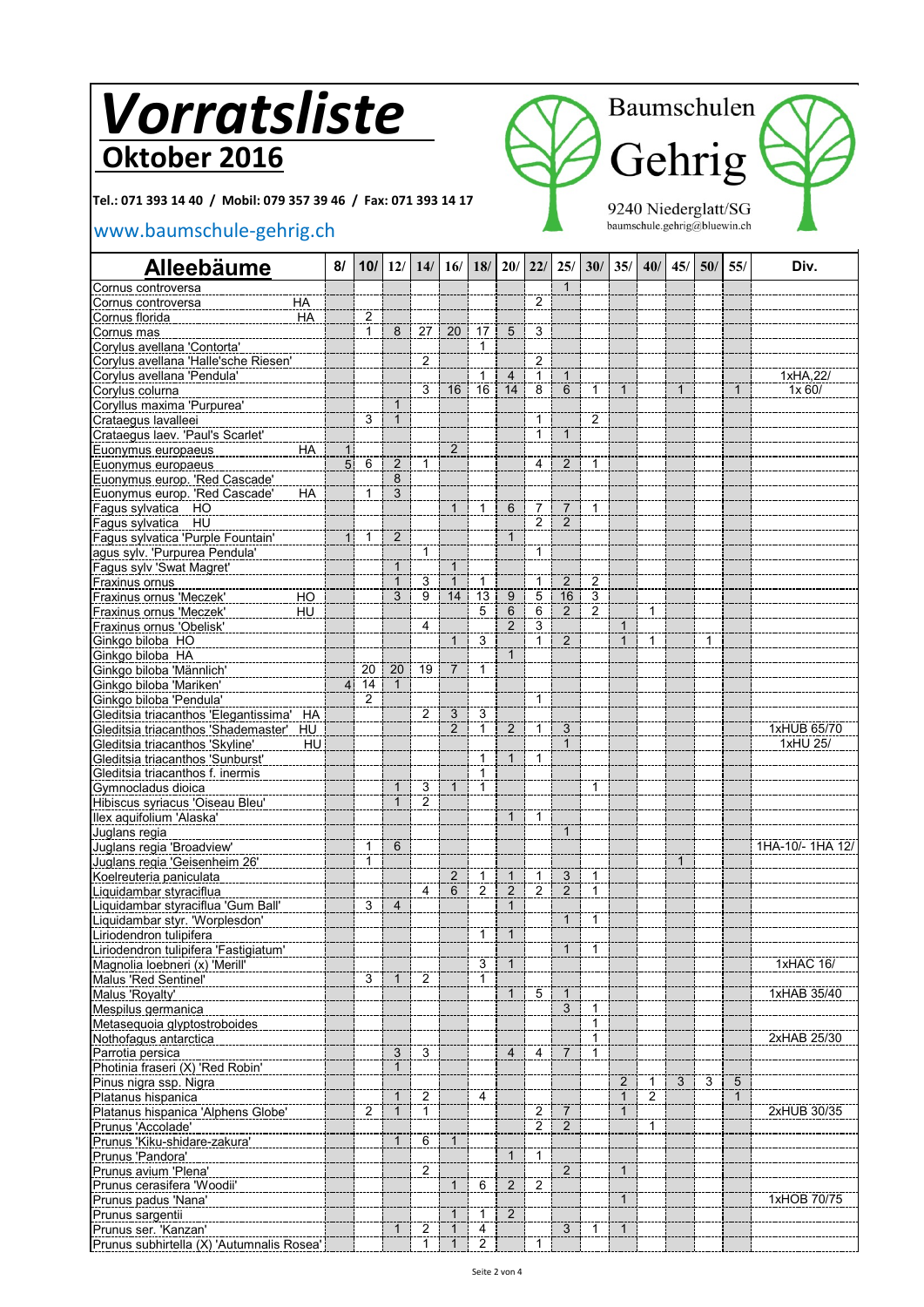# Vorratsliste

## Oktober 2016

**Tel.: 071 393 14 40 / Mobil: 079 357 39 46 / Fax: 071 393 14 17**

www.baumschule-gehrig.ch

Baumschulen Gehrig
9240 Niederglatt/SG
baumschule.gehrig@bluewin.ch

| Alleebäume | | 8/ | 10/ | 12/ | 14/ | 16/ | 18/ | 20/ | 22/ | 25/ | 30/ | 35/ | 40/ | 45/ | 50/ | 55/ | Div. |
|---|---|---|---|---|---|---|---|---|---|---|---|---|---|---|---|---|---|
| Cornus controversa | | | | | | | | | | 1 | | | | | | | |
| Cornus controversa | HA | | | | | | | | 2 | | | | | | | | |
| Cornus florida | HA | | 2 | | | | | | | | | | | | | | |
| Cornus mas | | | 1 | 8 | 27 | 20 | 17 | 5 | 3 | | | | | | | | |
| Corylus avellana 'Contorta' | | | | | | | 1 | | | | | | | | | | |
| Corylus avellana 'Halle'sche Riesen' | | | | | 2 | | | | 2 | | | | | | | | |
| Corylus avellana 'Pendula' | | | | | | | 1 | 4 | 1 | 1 | | | | | | | 1xHA,22/ |
| Corylus colurna | | | | | 3 | 16 | 16 | 14 | 8 | 6 | 1 | 1 | | 1 | | 1 | 1x 60/ |
| Coryllus maxima 'Purpurea' | | | | 1 | | | | | | | | | | | | | |
| Crataegus lavalleei | | | 3 | 1 | | | | | 1 | | 2 | | | | | | |
| Crataegus laev. 'Paul's Scarlet' | | | | | | | | | 1 | 1 | | | | | | | |
| Euonymus europaeus | HA | 1 | | | | 2 | | | | | | | | | | | |
| Euonymus europaeus | | 5 | 6 | 2 | 1 | | | | 4 | 2 | 1 | | | | | | |
| Euonymus europ. 'Red Cascade' | | | | 8 | | | | | | | | | | | | | |
| Euonymus europ. 'Red Cascade' | HA | | 1 | 3 | | | | | | | | | | | | | |
| Fagus sylvatica HO | | | | | | 1 | 1 | 6 | 7 | 7 | 1 | | | | | | |
| Fagus sylvatica HU | | | | | | | | | 2 | 2 | | | | | | | |
| Fagus sylvatica 'Purple Fountain' | | 1 | 1 | 2 | | | | 1 | | | | | | | | | |
| agus sylv. 'Purpurea Pendula' | | | | | 1 | | | | 1 | | | | | | | | |
| Fagus sylv 'Swat Magret' | | | | 1 | | 1 | | | | | | | | | | | |
| Fraxinus ornus | | | | 1 | 3 | 1 | 1 | | 1 | 2 | 2 | | | | | | |
| Fraxinus ornus 'Meczek' | HO | | | 3 | 9 | 14 | 13 | 9 | 5 | 16 | 3 | | | | | | |
| Fraxinus ornus 'Meczek' | HU | | | | | | 5 | 6 | 6 | 2 | 2 | | 1 | | | | |
| Fraxinus ornus 'Obelisk' | | | | | 4 | | | 2 | 3 | | | 1 | | | | | |
| Ginkgo biloba HO | | | | | | 1 | 3 | | 1 | 2 | | 1 | 1 | | 1 | | |
| Ginkgo biloba HA | | | | | | | | 1 | | | | | | | | | |
| Ginkgo biloba 'Männlich' | | | 20 | 20 | 19 | 7 | 1 | | | | | | | | | | |
| Ginkgo biloba 'Mariken' | | 4 | 14 | 1 | | | | | | | | | | | | | |
| Ginkgo biloba 'Pendula' | | | 2 | | | | | | 1 | | | | | | | | |
| Gleditsia triacanthos 'Elegantissima' | HA | | | | 2 | 3 | 3 | | | | | | | | | | |
| Gleditsia triacanthos 'Shademaster' | HU | | | | | 2 | 1 | 2 | 1 | 3 | | | | | | | 1xHUB 65/70 |
| Gleditsia triacanthos 'Skyline' | HU | | | | | | | | | 1 | | | | | | | 1xHU 25/ |
| Gleditsia triacanthos 'Sunburst' | | | | | | | 1 | 1 | 1 | | | | | | | | |
| Gleditsia triacanthos f. inermis | | | | | | | 1 | | | | | | | | | | |
| Gymnocladus dioica | | | | 1 | 3 | 1 | 1 | | | | 1 | | | | | | |
| Hibiscus syriacus 'Oiseau Bleu' | | | | 1 | 2 | | | | | | | | | | | | |
| Ilex aquifolium 'Alaska' | | | | | | | | 1 | 1 | | | | | | | | |
| Juglans regia | | | | | | | | | | 1 | | | | | | | |
| Juglans regia 'Broadview' | | | 1 | 6 | | | | | | | | | | | | | 1HA-10/- 1HA 12/ |
| Juglans regia 'Geisenheim 26' | | | 1 | | | | | | | | | | | 1 | | | |
| Koelreuteria paniculata | | | | | | 2 | 1 | 1 | 1 | 3 | 1 | | | | | | |
| Liquidambar styraciflua | | | | | 4 | 6 | 2 | 2 | 2 | 2 | 1 | | | | | | |
| Liquidambar styraciflua 'Gum Ball' | | | 3 | 4 | | | | 1 | | | | | | | | | |
| Liquidambar styr. 'Worplesdon' | | | | | | | | | | 1 | 1 | | | | | | |
| Liriodendron tulipifera | | | | | | | 1 | 1 | | | | | | | | | |
| Liriodendron tulipifera 'Fastigiatum' | | | | | | | | | | 1 | 1 | | | | | | |
| Magnolia loebneri (x) 'Merill' | | | | | | | 3 | 1 | | | | | | | | | 1xHAC 16/ |
| Malus 'Red Sentinel' | | | 3 | 1 | 2 | | 1 | | | | | | | | | | |
| Malus 'Royalty' | | | | | | | | 1 | 5 | 1 | | | | | | | 1xHAB 35/40 |
| Mespilus germanica | | | | | | | | | | 3 | 1 | | | | | | |
| Metasequoia glyptostroboides | | | | | | | | | | | 1 | | | | | | |
| Nothofagus antarctica | | | | | | | | | | | 1 | | | | | | 2xHAB 25/30 |
| Parrotia persica | | | | 3 | 3 | | | 4 | 4 | 7 | 1 | | | | | | |
| Photinia fraseri (X) 'Red Robin' | | | | 1 | | | | | | | | | | | | | |
| Pinus nigra ssp. Nigra | | | | | | | | | | | | 2 | 1 | 3 | 3 | 5 | |
| Platanus hispanica | | | | 1 | 2 | | 4 | | | | | 1 | 2 | | | 1 | |
| Platanus hispanica 'Alphens Globe' | | | 2 | 1 | 1 | | | | 2 | 7 | | 1 | | | | | 2xHUB 30/35 |
| Prunus 'Accolade' | | | | | | | | | 2 | 2 | | | 1 | | | | |
| Prunus 'Kiku-shidare-zakura' | | | | 1 | 6 | 1 | | | | | | | | | | | |
| Prunus 'Pandora' | | | | | | | | 1 | 1 | | | | | | | | |
| Prunus avium 'Plena' | | | | | 2 | | | | | 2 | | 1 | | | | | |
| Prunus cerasifera 'Woodii' | | | | | | 1 | 6 | 2 | 2 | | | | | | | | |
| Prunus padus 'Nana' | | | | | | | | | | | | 1 | | | | | 1xHOB 70/75 |
| Prunus sargentii | | | | | | 1 | 1 | 2 | | | | | | | | | |
| Prunus ser. 'Kanzan' | | | | 1 | 2 | 1 | 4 | | | 3 | 1 | 1 | | | | | |
| Prunus subhirtella (X) 'Autumnalis Rosea' | | | | | 1 | 1 | 2 | | 1 | | | | | | | | |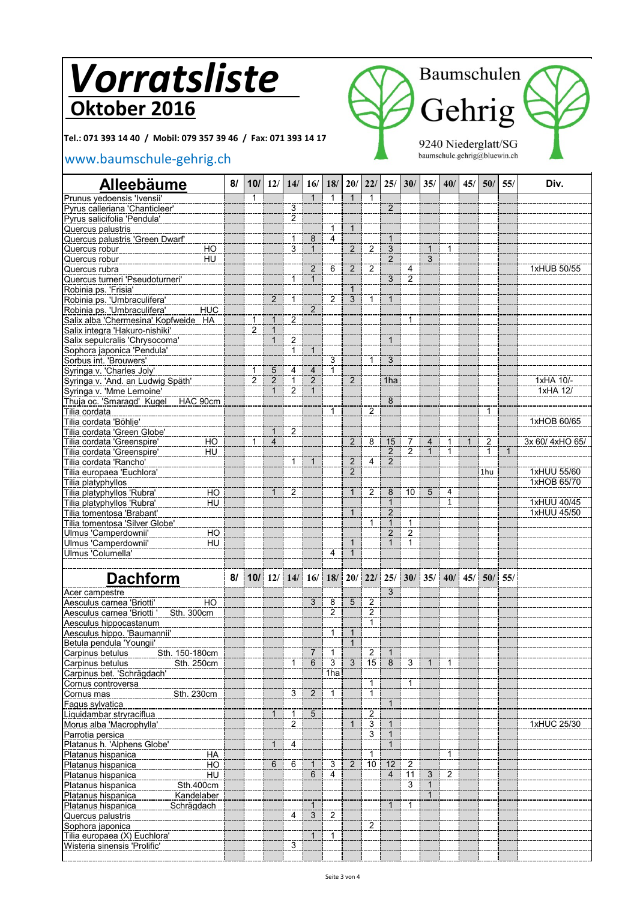# Vorratsliste

## Oktober 2016

**Tel.: 071 393 14 40 / Mobil: 079 357 39 46 / Fax: 071 393 14 17**

www.baumschule-gehrig.ch

Baumschulen Gehrig

9240 Niederglatt/SG

baumschule.gehrig@bluewin.ch

| Alleebäume | | 8/ | 10/ | 12/ | 14/ | 16/ | 18/ | 20/ | 22/ | 25/ | 30/ | 35/ | 40/ | 45/ | 50/ | 55/ | Div. |
|---|---|---|---|---|---|---|---|---|---|---|---|---|---|---|---|---|---|
| Prunus yedoensis 'Ivensii' | | | 1 | | | 1 | 1 | 1 | 1 | | | | | | | | |
| Pyrus calleriana 'Chanticleer' | | | | | 3 | | | | | 2 | | | | | | | |
| Pyrus salicifolia 'Pendula' | | | | | 2 | | | | | | | | | | | | |
| Quercus palustris | | | | | | | 1 | 1 | | | | | | | | | |
| Quercus palustris 'Green Dwarf' | | | | | 1 | 8 | 4 | | | 1 | | | | | | | |
| Quercus robur | HO | | | | 3 | 1 | | 2 | 2 | 3 | | 1 | 1 | | | | |
| Quercus robur | HU | | | | | | | | | 2 | | 3 | | | | | |
| Quercus rubra | | | | | | 2 | 6 | 2 | 2 | | 4 | | | | | | 1xHUB 50/55 |
| Quercus turneri 'Pseudoturneri' | | | | | 1 | 1 | | | | 3 | 2 | | | | | | |
| Robinia ps. 'Frisia' | | | | | | | | 1 | | | | | | | | | |
| Robinia ps. 'Umbraculifera' | | | | 2 | 1 | | 2 | 3 | 1 | 1 | | | | | | | |
| Robinia ps. 'Umbraculifera' | HUC | | | | | 2 | | | | | | | | | | | |
| Salix alba 'Chermesina' Kopfweide | HA | | 1 | 1 | 2 | | | | | | 1 | | | | | | |
| Salix integra 'Hakuro-nishiki' | | | 2 | 1 | | | | | | | | | | | | | |
| Salix sepulcralis 'Chrysocoma' | | | | 1 | 2 | | | | | 1 | | | | | | | |
| Sophora japonica 'Pendula' | | | | | 1 | 1 | | | | | | | | | | | |
| Sorbus int. 'Brouwers' | | | | | | | 3 | | 1 | 3 | | | | | | | |
| Syringa v. 'Charles Joly' | | | 1 | 5 | 4 | 4 | 1 | | | | | | | | | | |
| Syringa v. 'And. an Ludwig Späth' | | | 2 | 2 | 1 | 2 | | 2 | | 1ha | | | | | | | 1xHA 10/- |
| Syringa v. 'Mme Lemoine' | | | | 1 | 2 | 1 | | | | | | | | | | | 1xHA 12/ |
| Thuja oc. 'Smaragd' Kugel | HAC 90cm | | | | | | | | | 8 | | | | | | | |
| Tilia cordata | | | | | | | 1 | | 2 | | | | | | 1 | | |
| Tilia cordata 'Böhlje' | | | | | | | | | | | | | | | | | 1xHOB 60/65 |
| Tilia cordata 'Green Globe' | | | | 1 | 2 | | | | | | | | | | | | |
| Tilia cordata 'Greenspire' | HO | | 1 | 4 | | | | 2 | 8 | 15 | 7 | 4 | 1 | 1 | 2 | | 3x 60/ 4xHO 65/ |
| Tilia cordata 'Greenspire' | HU | | | | | | | | | 2 | 2 | 1 | 1 | | 1 | 1 | |
| Tilia cordata 'Rancho' | | | | | 1 | 1 | | 2 | 4 | 2 | | | | | | | |
| Tilia europaea 'Euchlora' | | | | | | | | 2 | | | | | | | 1hu | | 1xHUU 55/60 |
| Tilia platyphyllos | | | | | | | | | | | | | | | | | 1xHOB 65/70 |
| Tilia platyphyllos 'Rubra' | HO | | | 1 | 2 | | | 1 | 2 | 8 | 10 | 5 | 4 | | | | |
| Tilia platyphyllos 'Rubra' | HU | | | | | | | | | 1 | | | 1 | | | | 1xHUU 40/45 |
| Tilia tomentosa 'Brabant' | | | | | | | | 1 | | 2 | | | | | | | 1xHUU 45/50 |
| Tilia tomentosa 'Silver Globe' | | | | | | | | | 1 | 1 | 1 | | | | | | |
| Ulmus 'Camperdownii' | HO | | | | | | | | | 2 | 2 | | | | | | |
| Ulmus 'Camperdownii' | HU | | | | | | | 1 | | 1 | 1 | | | | | | |
| Ulmus 'Columella' | | | | | | | 4 | 1 | | | | | | | | | |

| Dachform | | 8/ | 10/ | 12/ | 14/ | 16/ | 18/ | 20/ | 22/ | 25/ | 30/ | 35/ | 40/ | 45/ | 50/ | 55/ | Div. |
|---|---|---|---|---|---|---|---|---|---|---|---|---|---|---|---|---|---|
| Acer campestre | | | | | | | | | | 3 | | | | | | | |
| Aesculus carnea 'Briotti' | HO | | | | | 3 | 8 | 5 | 2 | | | | | | | | |
| Aesculus carnea 'Briotti ' | Sth. 300cm | | | | | | 2 | | 2 | | | | | | | | |
| Aesculus hippocastanum | | | | | | | | | 1 | | | | | | | | |
| Aesculus hippo. 'Baumannii' | | | | | | | 1 | 1 | | | | | | | | | |
| Betula pendula 'Youngii' | | | | | | | | 1 | | | | | | | | | |
| Carpinus betulus | Sth. 150-180cm | | | | | 7 | 1 | | 2 | 1 | | | | | | | |
| Carpinus betulus | Sth. 250cm | | | | 1 | 6 | 3 | 3 | 15 | 8 | 3 | 1 | 1 | | | | |
| Carpinus bet. 'Schrägdach' | | | | | | | 1ha | | | | | | | | | | |
| Cornus controversa | | | | | | | | | 1 | | 1 | | | | | | |
| Cornus mas | Sth. 230cm | | | | 3 | 2 | 1 | | 1 | | | | | | | | |
| Fagus sylvatica | | | | | | | | | | 1 | | | | | | | |
| Liquidambar stryraciflua | | | | 1 | 1 | 5 | | | 2 | | | | | | | | |
| Morus alba 'Macrophylla' | | | | | 2 | | | 1 | 3 | 1 | | | | | | | 1xHUC 25/30 |
| Parrotia persica | | | | | | | | | 3 | 1 | | | | | | | |
| Platanus h. 'Alphens Globe' | | | | 1 | 4 | | | | | 1 | | | | | | | |
| Platanus hispanica | HA | | | | | | | | 1 | | | | 1 | | | | |
| Platanus hispanica | HO | | | 6 | 6 | 1 | 3 | 2 | 10 | 12 | 2 | | | | | | |
| Platanus hispanica | HU | | | | | 6 | 4 | | | 4 | 11 | 3 | 2 | | | | |
| Platanus hispanica | Sth.400cm | | | | | | | | | | 3 | 1 | | | | | |
| Platanus hispanica | Kandelaber | | | | | | | | | | | 1 | | | | | |
| Platanus hispanica | Schrägdach | | | | | 1 | | | | 1 | 1 | | | | | | |
| Quercus palustris | | | | | 4 | 3 | 2 | | | | | | | | | | |
| Sophora japonica | | | | | | | | | 2 | | | | | | | | |
| Tilia europaea (X) Euchlora' | | | | | | 1 | 1 | | | | | | | | | | |
| Wisteria sinensis 'Prolific' | | | | | 3 | | | | | | | | | | | | |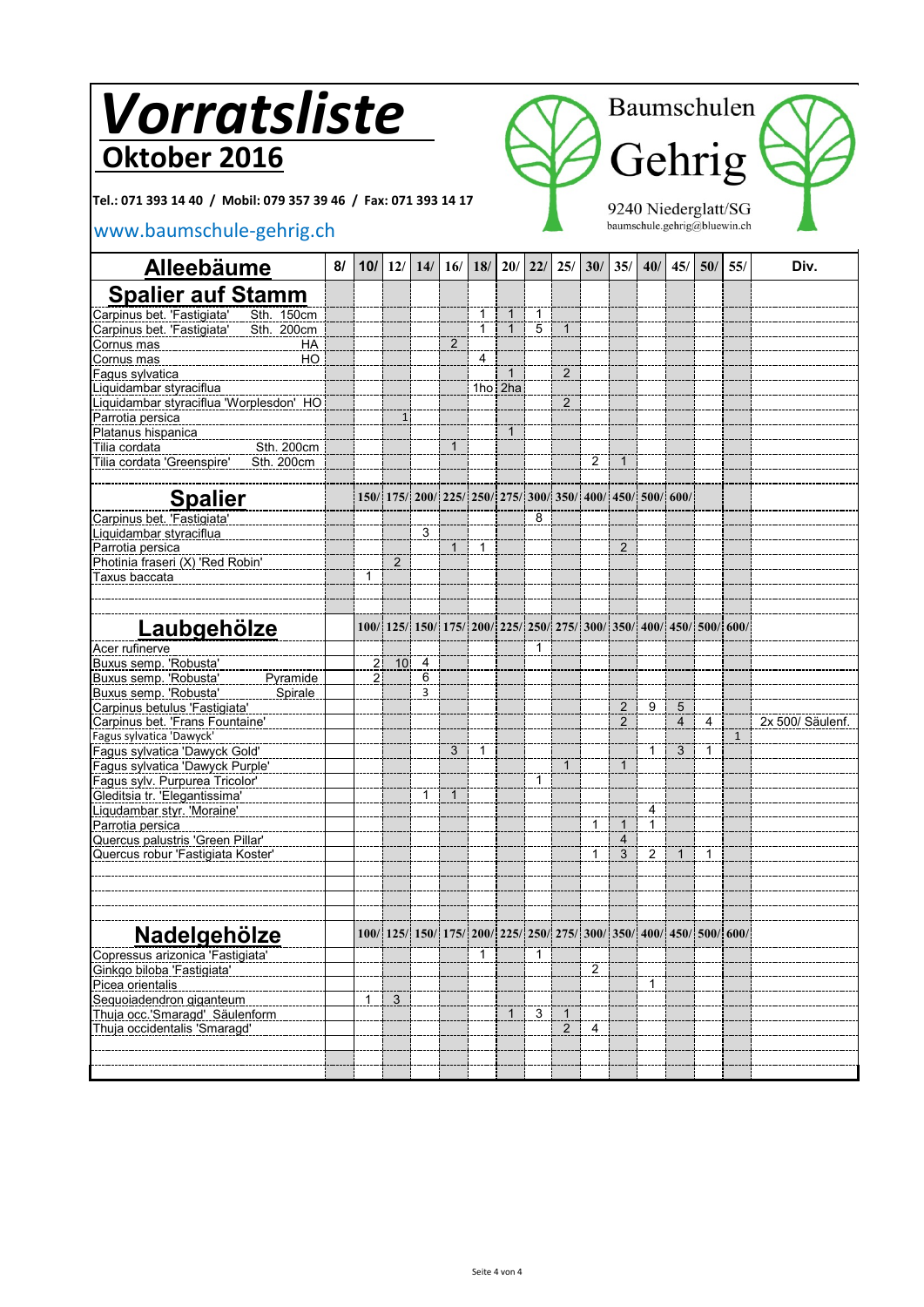# Vorratsliste

## Oktober 2016

**Tel.: 071 393 14 40 / Mobil: 079 357 39 46 / Fax: 071 393 14 17**

www.baumschule-gehrig.ch

Baumschulen
Gehrig
9240 Niederglatt/SG
baumschule.gehrig@bluewin.ch

| Alleebäume | 8/ | 10/ | 12/ | 14/ | 16/ | 18/ | 20/ | 22/ | 25/ | 30/ | 35/ | 40/ | 45/ | 50/ | 55/ | Div. |
|---|---|---|---|---|---|---|---|---|---|---|---|---|---|---|---|---|
| **Spalier auf Stamm** | | | | | | | | | | | | | | | | |
| Carpinus bet. 'Fastigiata' Sth. 150cm | | | | | | 1 | 1 | 1 | | | | | | | | |
| Carpinus bet. 'Fastigiata' Sth. 200cm | | | | | | 1 | 1 | 5 | 1 | | | | | | | |
| Cornus mas HA | | | | | 2 | | | | | | | | | | | |
| Cornus mas HO | | | | | | 4 | | | | | | | | | | |
| Fagus sylvatica | | | | | | | 1 | | 2 | | | | | | | |
| Liquidambar styraciflua | | | | | | 1ho | 2ha | | | | | | | | | |
| Liquidambar styraciflua 'Worplesdon' HO | | | | | | | | | 2 | | | | | | | |
| Parrotia persica | | | 1 | | | | | | | | | | | | | |
| Platanus hispanica | | | | | | | 1 | | | | | | | | | |
| Tilia cordata Sth. 200cm | | | | | 1 | | | | | | | | | | | |
| Tilia cordata 'Greenspire' Sth. 200cm | | | | | | | | | | 2 | 1 | | | | | |

| Spalier | | 150/ | 175/ | 200/ | 225/ | 250/ | 275/ | 300/ | 350/ | 400/ | 450/ | 500/ | 600/ | | | |
|---|---|---|---|---|---|---|---|---|---|---|---|---|---|---|---|---|
| Carpinus bet. 'Fastigiata' | | | | | | | | 8 | | | | | | | | |
| Liquidambar styraciflua | | | | 3 | | | | | | | | | | | | |
| Parrotia persica | | | | | 1 | 1 | | | | | 2 | | | | | |
| Photinia fraseri (X) 'Red Robin' | | | 2 | | | | | | | | | | | | | |
| Taxus baccata | | 1 | | | | | | | | | | | | | | |

| Laubgehölze | | 100/ | 125/ | 150/ | 175/ | 200/ | 225/ | 250/ | 275/ | 300/ | 350/ | 400/ | 450/ | 500/ | 600/ | |
|---|---|---|---|---|---|---|---|---|---|---|---|---|---|---|---|---|
| Acer rufinerve | | | | | | | | 1 | | | | | | | | |
| Buxus semp. 'Robusta' | | 2 | 10 | 4 | | | | | | | | | | | | |
| Buxus semp. 'Robusta' Pyramide | | 2 | | 6 | | | | | | | | | | | | |
| Buxus semp. 'Robusta' Spirale | | | | 3 | | | | | | | | | | | | |
| Carpinus betulus 'Fastigiata' | | | | | | | | | | | 2 | 9 | 5 | | | |
| Carpinus bet. 'Frans Fountaine' | | | | | | | | | | | 2 | | 4 | 4 | | 2x 500/ Säulenf. |
| Fagus sylvatica 'Dawyck' | | | | | | | | | | | | | | | 1 | |
| Fagus sylvatica 'Dawyck Gold' | | | | | 3 | 1 | | | | | | 1 | 3 | 1 | | |
| Fagus sylvatica 'Dawyck Purple' | | | | | | | | | 1 | | 1 | | | | | |
| Fagus sylv. Purpurea Tricolor' | | | | | | | | 1 | | | | | | | | |
| Gleditsia tr. 'Elegantissima' | | | | 1 | 1 | | | | | | | | | | | |
| Liqudambar styr. 'Moraine' | | | | | | | | | | | | 4 | | | | |
| Parrotia persica | | | | | | | | | | 1 | 1 | 1 | | | | |
| Quercus palustris 'Green Pillar' | | | | | | | | | | | 4 | | | | | |
| Quercus robur 'Fastigiata Koster' | | | | | | | | | | 1 | 3 | 2 | 1 | 1 | | |

| Nadelgehölze | | 100/ | 125/ | 150/ | 175/ | 200/ | 225/ | 250/ | 275/ | 300/ | 350/ | 400/ | 450/ | 500/ | 600/ | |
|---|---|---|---|---|---|---|---|---|---|---|---|---|---|---|---|---|
| Copressus arizonica 'Fastigiata' | | | | | | 1 | | 1 | | | | | | | | |
| Ginkgo biloba 'Fastigiata' | | | | | | | | | | 2 | | | | | | |
| Picea orientalis | | | | | | | | | | | | 1 | | | | |
| Sequoiadendron giganteum | | 1 | 3 | | | | | | | | | | | | | |
| Thuja occ.'Smaragd' Säulenform | | | | | | | 1 | 3 | 1 | | | | | | | |
| Thuja occidentalis 'Smaragd' | | | | | | | | | 2 | 4 | | | | | | |